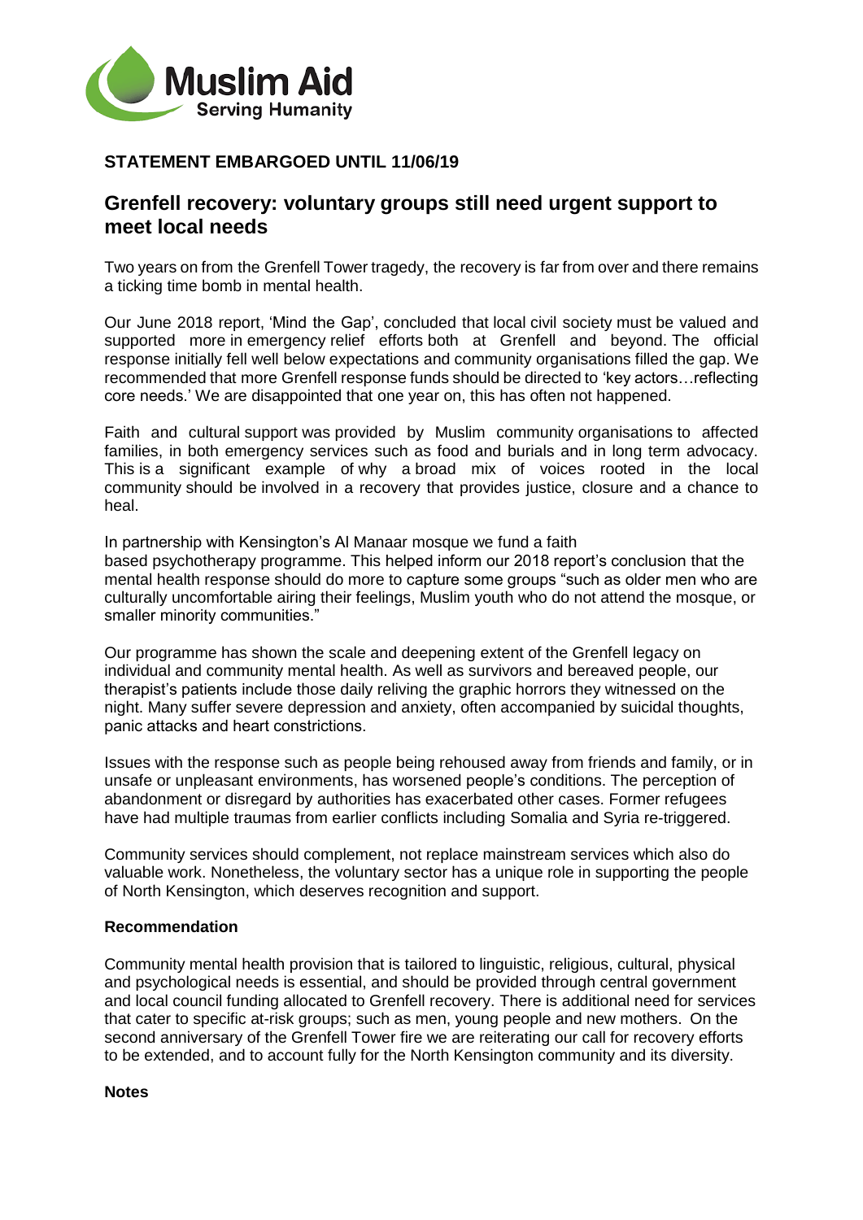Muslim Aid
Serving Humanity

**STATEMENT EMBARGOED UNTIL 11/06/19**

## Grenfell recovery: voluntary groups still need urgent support to meet local needs

Two years on from the Grenfell Tower tragedy, the recovery is far from over and there remains a ticking time bomb in mental health.

Our June 2018 report, 'Mind the Gap', concluded that local civil society must be valued and supported more in emergency relief efforts both at Grenfell and beyond. The official response initially fell well below expectations and community organisations filled the gap. We recommended that more Grenfell response funds should be directed to 'key actors…reflecting core needs.' We are disappointed that one year on, this has often not happened.

Faith and cultural support was provided by Muslim community organisations to affected families, in both emergency services such as food and burials and in long term advocacy. This is a significant example of why a broad mix of voices rooted in the local community should be involved in a recovery that provides justice, closure and a chance to heal.

In partnership with Kensington's Al Manaar mosque we fund a faith based psychotherapy programme. This helped inform our 2018 report's conclusion that the mental health response should do more to capture some groups "such as older men who are culturally uncomfortable airing their feelings, Muslim youth who do not attend the mosque, or smaller minority communities."

Our programme has shown the scale and deepening extent of the Grenfell legacy on individual and community mental health. As well as survivors and bereaved people, our therapist's patients include those daily reliving the graphic horrors they witnessed on the night. Many suffer severe depression and anxiety, often accompanied by suicidal thoughts, panic attacks and heart constrictions.

Issues with the response such as people being rehoused away from friends and family, or in unsafe or unpleasant environments, has worsened people's conditions. The perception of abandonment or disregard by authorities has exacerbated other cases. Former refugees have had multiple traumas from earlier conflicts including Somalia and Syria re-triggered.

Community services should complement, not replace mainstream services which also do valuable work. Nonetheless, the voluntary sector has a unique role in supporting the people of North Kensington, which deserves recognition and support.

**Recommendation**

Community mental health provision that is tailored to linguistic, religious, cultural, physical and psychological needs is essential, and should be provided through central government and local council funding allocated to Grenfell recovery. There is additional need for services that cater to specific at-risk groups; such as men, young people and new mothers. On the second anniversary of the Grenfell Tower fire we are reiterating our call for recovery efforts to be extended, and to account fully for the North Kensington community and its diversity.

**Notes**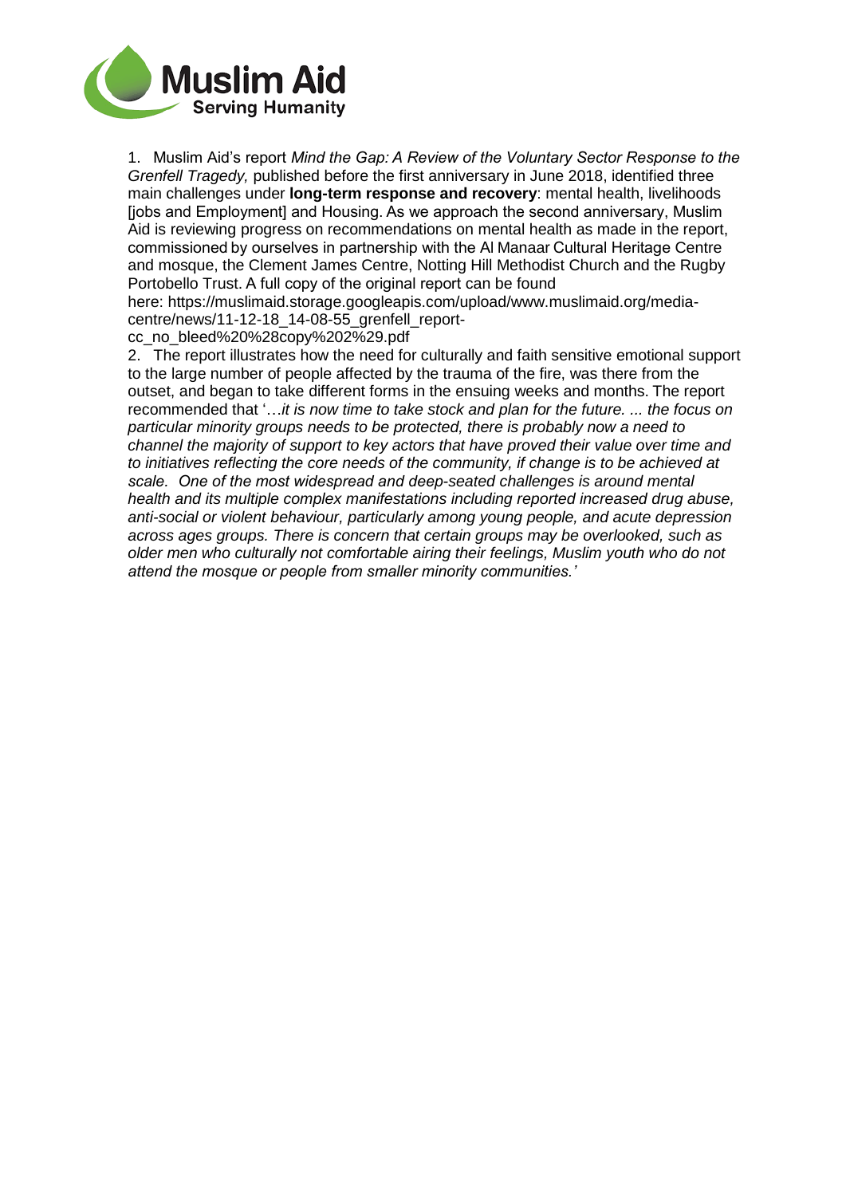1. Muslim Aid's report *Mind the Gap: A Review of the Voluntary Sector Response to the Grenfell Tragedy,* published before the first anniversary in June 2018, identified three main challenges under **long-term response and recovery**: mental health, livelihoods [jobs and Employment] and Housing. As we approach the second anniversary, Muslim Aid is reviewing progress on recommendations on mental health as made in the report, commissioned by ourselves in partnership with the Al Manaar Cultural Heritage Centre and mosque, the Clement James Centre, Notting Hill Methodist Church and the Rugby Portobello Trust. A full copy of the original report can be found here: https://muslimaid.storage.googleapis.com/upload/www.muslimaid.org/media-centre/news/11-12-18_14-08-55_grenfell_report-cc_no_bleed%20%28copy%202%29.pdf

2. The report illustrates how the need for culturally and faith sensitive emotional support to the large number of people affected by the trauma of the fire, was there from the outset, and began to take different forms in the ensuing weeks and months. The report recommended that '…*it is now time to take stock and plan for the future. ... the focus on particular minority groups needs to be protected, there is probably now a need to channel the majority of support to key actors that have proved their value over time and to initiatives reflecting the core needs of the community, if change is to be achieved at scale. One of the most widespread and deep-seated challenges is around mental health and its multiple complex manifestations including reported increased drug abuse, anti-social or violent behaviour, particularly among young people, and acute depression across ages groups. There is concern that certain groups may be overlooked, such as older men who culturally not comfortable airing their feelings, Muslim youth who do not attend the mosque or people from smaller minority communities.'*